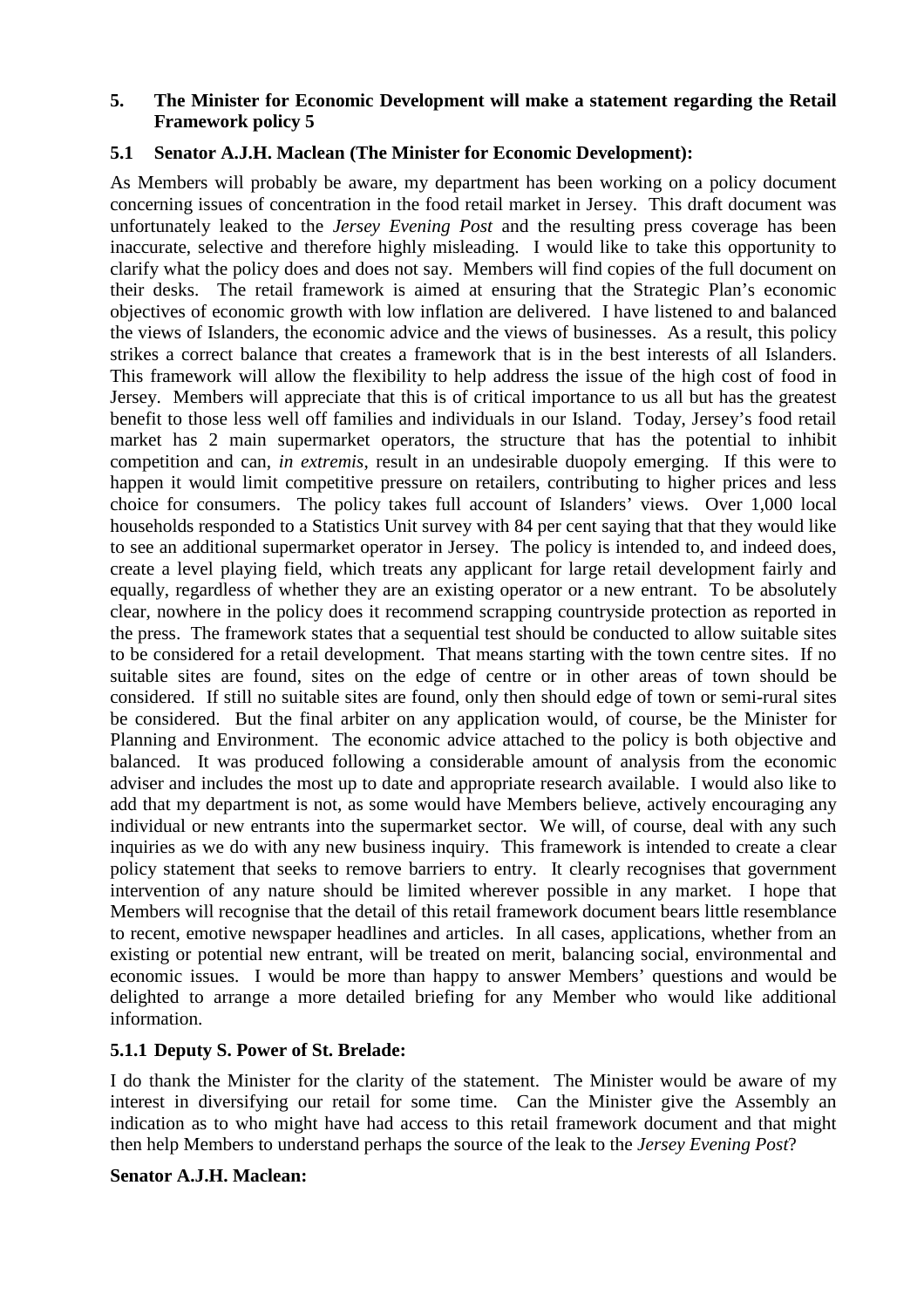## 5. The Minister for Economic Development will make a statement regarding the Retail Framework policy 5

### 5.1 Senator A.J.H. Maclean (The Minister for Economic Development):

As Members will probably be aware, my department has been working on a policy document concerning issues of concentration in the food retail market in Jersey. This draft document was unfortunately leaked to the *Jersey Evening Post* and the resulting press coverage has been inaccurate, selective and therefore highly misleading. I would like to take this opportunity to clarify what the policy does and does not say. Members will find copies of the full document on their desks. The retail framework is aimed at ensuring that the Strategic Plan's economic objectives of economic growth with low inflation are delivered. I have listened to and balanced the views of Islanders, the economic advice and the views of businesses. As a result, this policy strikes a correct balance that creates a framework that is in the best interests of all Islanders. This framework will allow the flexibility to help address the issue of the high cost of food in Jersey. Members will appreciate that this is of critical importance to us all but has the greatest benefit to those less well off families and individuals in our Island. Today, Jersey's food retail market has 2 main supermarket operators, the structure that has the potential to inhibit competition and can, *in extremis*, result in an undesirable duopoly emerging. If this were to happen it would limit competitive pressure on retailers, contributing to higher prices and less choice for consumers. The policy takes full account of Islanders' views. Over 1,000 local households responded to a Statistics Unit survey with 84 per cent saying that that they would like to see an additional supermarket operator in Jersey. The policy is intended to, and indeed does, create a level playing field, which treats any applicant for large retail development fairly and equally, regardless of whether they are an existing operator or a new entrant. To be absolutely clear, nowhere in the policy does it recommend scrapping countryside protection as reported in the press. The framework states that a sequential test should be conducted to allow suitable sites to be considered for a retail development. That means starting with the town centre sites. If no suitable sites are found, sites on the edge of centre or in other areas of town should be considered. If still no suitable sites are found, only then should edge of town or semi-rural sites be considered. But the final arbiter on any application would, of course, be the Minister for Planning and Environment. The economic advice attached to the policy is both objective and balanced. It was produced following a considerable amount of analysis from the economic adviser and includes the most up to date and appropriate research available. I would also like to add that my department is not, as some would have Members believe, actively encouraging any individual or new entrants into the supermarket sector. We will, of course, deal with any such inquiries as we do with any new business inquiry. This framework is intended to create a clear policy statement that seeks to remove barriers to entry. It clearly recognises that government intervention of any nature should be limited wherever possible in any market. I hope that Members will recognise that the detail of this retail framework document bears little resemblance to recent, emotive newspaper headlines and articles. In all cases, applications, whether from an existing or potential new entrant, will be treated on merit, balancing social, environmental and economic issues. I would be more than happy to answer Members' questions and would be delighted to arrange a more detailed briefing for any Member who would like additional information.

#### 5.1.1 Deputy S. Power of St. Brelade:

I do thank the Minister for the clarity of the statement. The Minister would be aware of my interest in diversifying our retail for some time. Can the Minister give the Assembly an indication as to who might have had access to this retail framework document and that might then help Members to understand perhaps the source of the leak to the *Jersey Evening Post*?

**Senator A.J.H. Maclean:**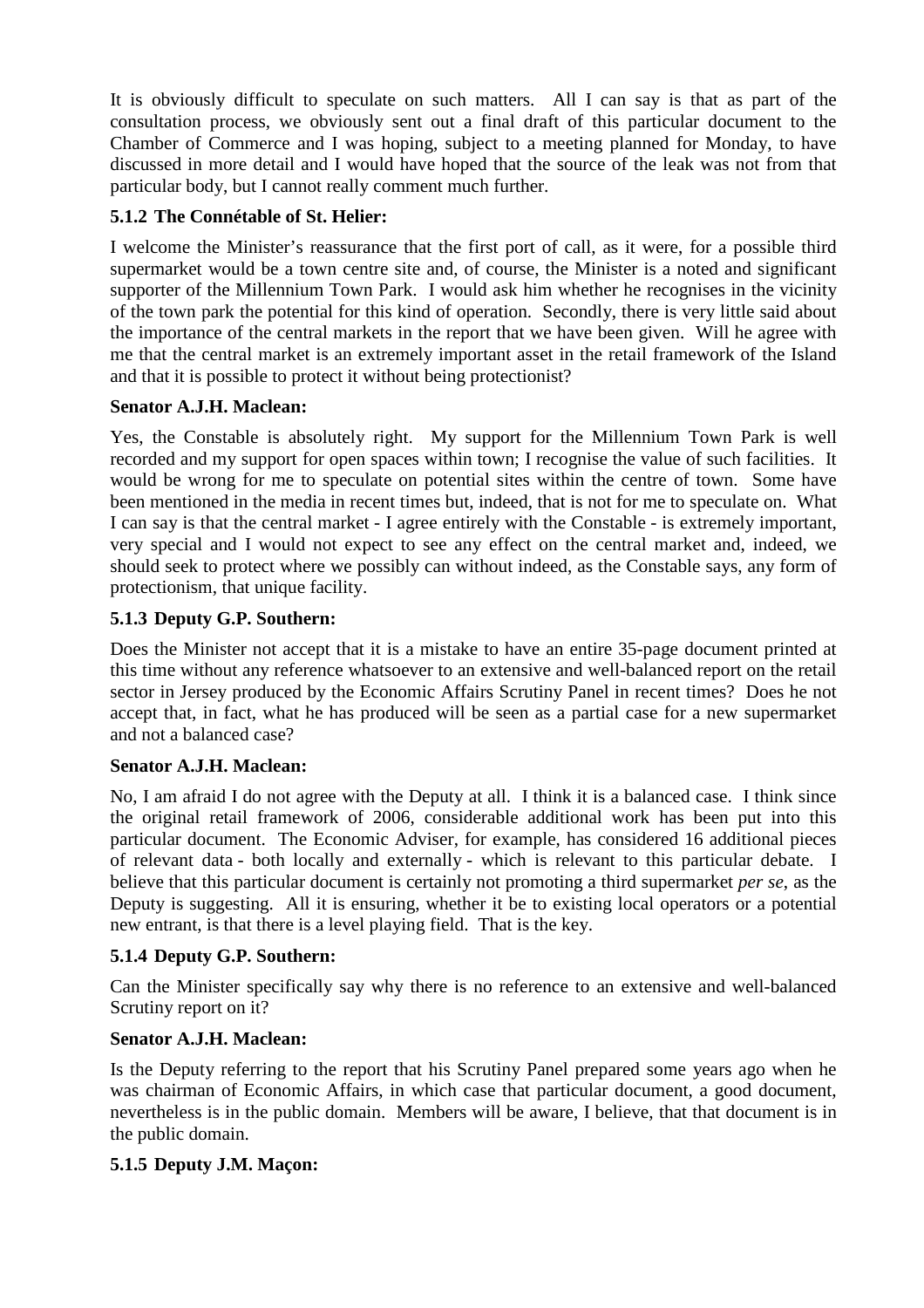It is obviously difficult to speculate on such matters. All I can say is that as part of the consultation process, we obviously sent out a final draft of this particular document to the Chamber of Commerce and I was hoping, subject to a meeting planned for Monday, to have discussed in more detail and I would have hoped that the source of the leak was not from that particular body, but I cannot really comment much further.

### 5.1.2 The Connétable of St. Helier:

I welcome the Minister's reassurance that the first port of call, as it were, for a possible third supermarket would be a town centre site and, of course, the Minister is a noted and significant supporter of the Millennium Town Park. I would ask him whether he recognises in the vicinity of the town park the potential for this kind of operation. Secondly, there is very little said about the importance of the central markets in the report that we have been given. Will he agree with me that the central market is an extremely important asset in the retail framework of the Island and that it is possible to protect it without being protectionist?

**Senator A.J.H. Maclean:**

Yes, the Constable is absolutely right. My support for the Millennium Town Park is well recorded and my support for open spaces within town; I recognise the value of such facilities. It would be wrong for me to speculate on potential sites within the centre of town. Some have been mentioned in the media in recent times but, indeed, that is not for me to speculate on. What I can say is that the central market - I agree entirely with the Constable - is extremely important, very special and I would not expect to see any effect on the central market and, indeed, we should seek to protect where we possibly can without indeed, as the Constable says, any form of protectionism, that unique facility.

### 5.1.3 Deputy G.P. Southern:

Does the Minister not accept that it is a mistake to have an entire 35-page document printed at this time without any reference whatsoever to an extensive and well-balanced report on the retail sector in Jersey produced by the Economic Affairs Scrutiny Panel in recent times? Does he not accept that, in fact, what he has produced will be seen as a partial case for a new supermarket and not a balanced case?

**Senator A.J.H. Maclean:**

No, I am afraid I do not agree with the Deputy at all. I think it is a balanced case. I think since the original retail framework of 2006, considerable additional work has been put into this particular document. The Economic Adviser, for example, has considered 16 additional pieces of relevant data - both locally and externally - which is relevant to this particular debate. I believe that this particular document is certainly not promoting a third supermarket *per se*, as the Deputy is suggesting. All it is ensuring, whether it be to existing local operators or a potential new entrant, is that there is a level playing field. That is the key.

### 5.1.4 Deputy G.P. Southern:

Can the Minister specifically say why there is no reference to an extensive and well-balanced Scrutiny report on it?

**Senator A.J.H. Maclean:**

Is the Deputy referring to the report that his Scrutiny Panel prepared some years ago when he was chairman of Economic Affairs, in which case that particular document, a good document, nevertheless is in the public domain. Members will be aware, I believe, that that document is in the public domain.

### 5.1.5 Deputy J.M. Maçon: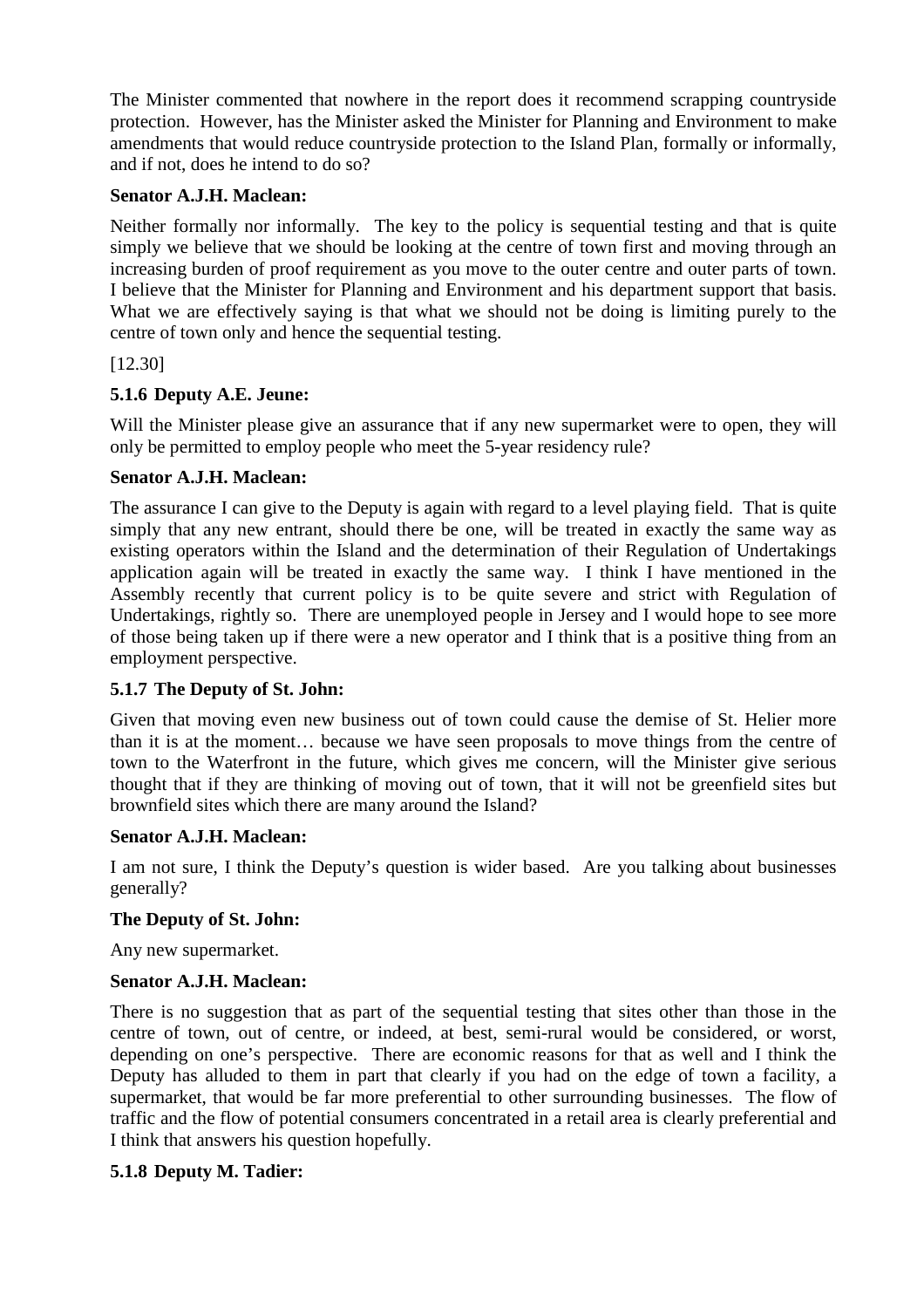The Minister commented that nowhere in the report does it recommend scrapping countryside protection. However, has the Minister asked the Minister for Planning and Environment to make amendments that would reduce countryside protection to the Island Plan, formally or informally, and if not, does he intend to do so?

**Senator A.J.H. Maclean:**

Neither formally nor informally. The key to the policy is sequential testing and that is quite simply we believe that we should be looking at the centre of town first and moving through an increasing burden of proof requirement as you move to the outer centre and outer parts of town. I believe that the Minister for Planning and Environment and his department support that basis. What we are effectively saying is that what we should not be doing is limiting purely to the centre of town only and hence the sequential testing.

[12.30]

**5.1.6 Deputy A.E. Jeune:**

Will the Minister please give an assurance that if any new supermarket were to open, they will only be permitted to employ people who meet the 5-year residency rule?

**Senator A.J.H. Maclean:**

The assurance I can give to the Deputy is again with regard to a level playing field. That is quite simply that any new entrant, should there be one, will be treated in exactly the same way as existing operators within the Island and the determination of their Regulation of Undertakings application again will be treated in exactly the same way. I think I have mentioned in the Assembly recently that current policy is to be quite severe and strict with Regulation of Undertakings, rightly so. There are unemployed people in Jersey and I would hope to see more of those being taken up if there were a new operator and I think that is a positive thing from an employment perspective.

**5.1.7 The Deputy of St. John:**

Given that moving even new business out of town could cause the demise of St. Helier more than it is at the moment… because we have seen proposals to move things from the centre of town to the Waterfront in the future, which gives me concern, will the Minister give serious thought that if they are thinking of moving out of town, that it will not be greenfield sites but brownfield sites which there are many around the Island?

**Senator A.J.H. Maclean:**

I am not sure, I think the Deputy's question is wider based. Are you talking about businesses generally?

**The Deputy of St. John:**

Any new supermarket.

**Senator A.J.H. Maclean:**

There is no suggestion that as part of the sequential testing that sites other than those in the centre of town, out of centre, or indeed, at best, semi-rural would be considered, or worst, depending on one's perspective. There are economic reasons for that as well and I think the Deputy has alluded to them in part that clearly if you had on the edge of town a facility, a supermarket, that would be far more preferential to other surrounding businesses. The flow of traffic and the flow of potential consumers concentrated in a retail area is clearly preferential and I think that answers his question hopefully.

**5.1.8 Deputy M. Tadier:**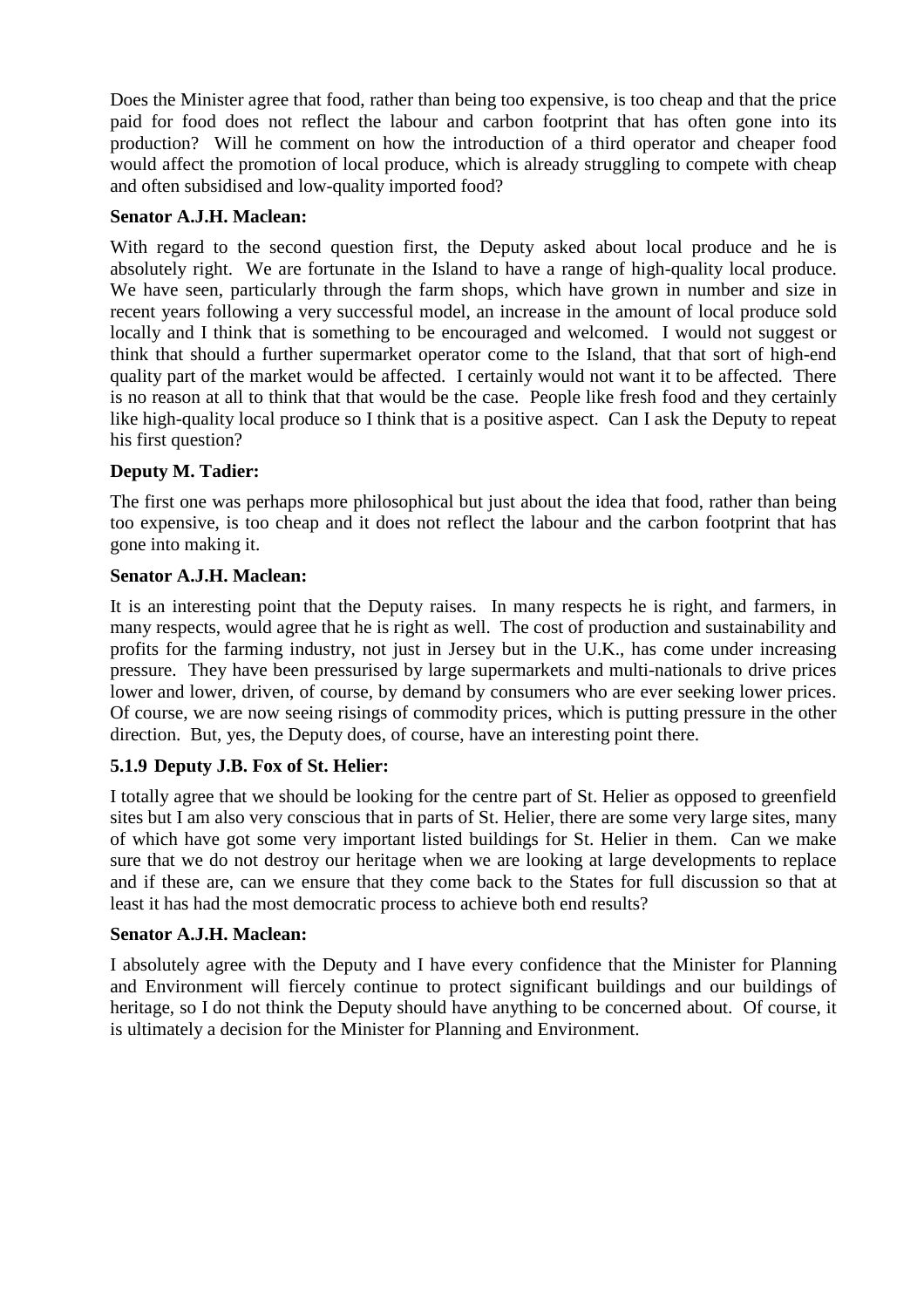Does the Minister agree that food, rather than being too expensive, is too cheap and that the price paid for food does not reflect the labour and carbon footprint that has often gone into its production? Will he comment on how the introduction of a third operator and cheaper food would affect the promotion of local produce, which is already struggling to compete with cheap and often subsidised and low-quality imported food?

**Senator A.J.H. Maclean:**

With regard to the second question first, the Deputy asked about local produce and he is absolutely right. We are fortunate in the Island to have a range of high-quality local produce. We have seen, particularly through the farm shops, which have grown in number and size in recent years following a very successful model, an increase in the amount of local produce sold locally and I think that is something to be encouraged and welcomed. I would not suggest or think that should a further supermarket operator come to the Island, that that sort of high-end quality part of the market would be affected. I certainly would not want it to be affected. There is no reason at all to think that that would be the case. People like fresh food and they certainly like high-quality local produce so I think that is a positive aspect. Can I ask the Deputy to repeat his first question?

**Deputy M. Tadier:**

The first one was perhaps more philosophical but just about the idea that food, rather than being too expensive, is too cheap and it does not reflect the labour and the carbon footprint that has gone into making it.

**Senator A.J.H. Maclean:**

It is an interesting point that the Deputy raises. In many respects he is right, and farmers, in many respects, would agree that he is right as well. The cost of production and sustainability and profits for the farming industry, not just in Jersey but in the U.K., has come under increasing pressure. They have been pressurised by large supermarkets and multi-nationals to drive prices lower and lower, driven, of course, by demand by consumers who are ever seeking lower prices. Of course, we are now seeing risings of commodity prices, which is putting pressure in the other direction. But, yes, the Deputy does, of course, have an interesting point there.

**5.1.9 Deputy J.B. Fox of St. Helier:**

I totally agree that we should be looking for the centre part of St. Helier as opposed to greenfield sites but I am also very conscious that in parts of St. Helier, there are some very large sites, many of which have got some very important listed buildings for St. Helier in them. Can we make sure that we do not destroy our heritage when we are looking at large developments to replace and if these are, can we ensure that they come back to the States for full discussion so that at least it has had the most democratic process to achieve both end results?

**Senator A.J.H. Maclean:**

I absolutely agree with the Deputy and I have every confidence that the Minister for Planning and Environment will fiercely continue to protect significant buildings and our buildings of heritage, so I do not think the Deputy should have anything to be concerned about. Of course, it is ultimately a decision for the Minister for Planning and Environment.